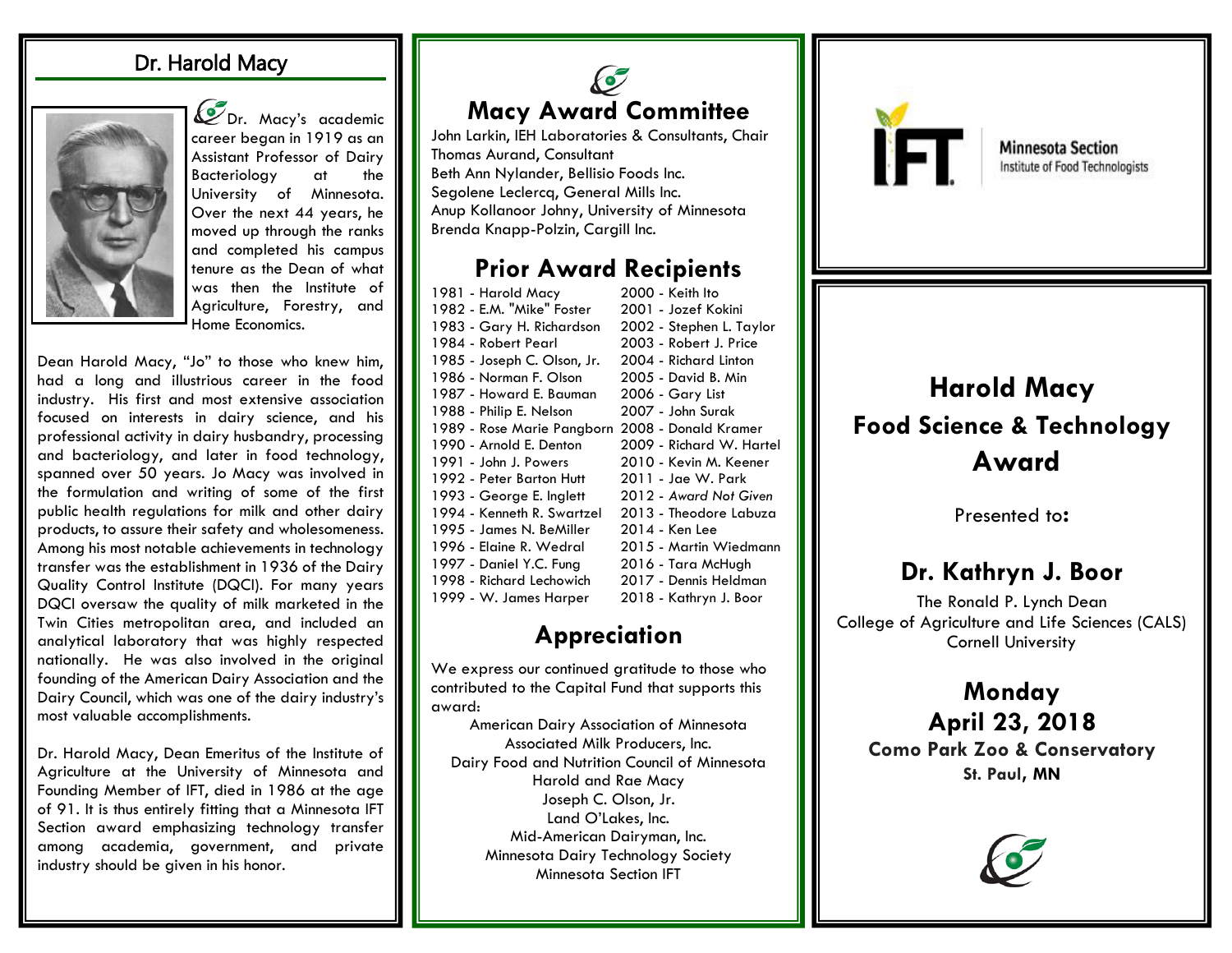## Dr. Harold Macy

Dr. Macy's academic career began in 1919 as an Assistant Professor of Dairy Bacteriology at the University of Minnesota. Over the next 44 years, he moved up through the ranks and completed his campus tenure as the Dean of what was then the Institute of Agriculture, Forestry, and Home Economics.

Dean Harold Macy, "Jo" to those who knew him, had a long and illustrious career in the food industry. His first and most extensive association focused on interests in dairy science, and his professional activity in dairy husbandry, processing and bacteriology, and later in food technology, spanned over 50 years. Jo Macy was involved in the formulation and writing of some of the first public health regulations for milk and other dairy products, to assure their safety and wholesomeness. Among his most notable achievements in technology transfer was the establishment in 1936 of the Dairy Quality Control Institute (DQCI). For many years DQCI oversaw the quality of milk marketed in the Twin Cities metropolitan area, and included an analytical laboratory that was highly respected nationally. He was also involved in the original founding of the American Dairy Association and the Dairy Council, which was one of the dairy industry's most valuable accomplishments.

Dr. Harold Macy, Dean Emeritus of the Institute of Agriculture at the University of Minnesota and Founding Member of IFT, died in 1986 at the age of 91. It is thus entirely fitting that a Minnesota IFT Section award emphasizing technology transfer among academia, government, and private industry should be given in his honor.

## Macy Award Committee

John Larkin, IEH Laboratories & Consultants, Chair
Thomas Aurand, Consultant
Beth Ann Nylander, Bellisio Foods Inc.
Segolene Leclercq, General Mills Inc.
Anup Kollanoor Johny, University of Minnesota
Brenda Knapp-Polzin, Cargill Inc.

## Prior Award Recipients

1981 - Harold Macy
1982 - E.M. "Mike" Foster
1983 - Gary H. Richardson
1984 - Robert Pearl
1985 - Joseph C. Olson, Jr.
1986 - Norman F. Olson
1987 - Howard E. Bauman
1988 - Philip E. Nelson
1989 - Rose Marie Pangborn
1990 - Arnold E. Denton
1991 - John J. Powers
1992 - Peter Barton Hutt
1993 - George E. Inglett
1994 - Kenneth R. Swartzel
1995 - James N. BeMiller
1996 - Elaine R. Wedral
1997 - Daniel Y.C. Fung
1998 - Richard Lechowich
1999 - W. James Harper
2000 - Keith Ito
2001 - Jozef Kokini
2002 - Stephen L. Taylor
2003 - Robert J. Price
2004 - Richard Linton
2005 - David B. Min
2006 - Gary List
2007 - John Surak
2008 - Donald Kramer
2009 - Richard W. Hartel
2010 - Kevin M. Keener
2011 - Jae W. Park
2012 - *Award Not Given*
2013 - Theodore Labuza
2014 - Ken Lee
2015 - Martin Wiedmann
2016 - Tara McHugh
2017 - Dennis Heldman
2018 - Kathryn J. Boor

## Appreciation

We express our continued gratitude to those who contributed to the Capital Fund that supports this award:

American Dairy Association of Minnesota
Associated Milk Producers, Inc.
Dairy Food and Nutrition Council of Minnesota
Harold and Rae Macy
Joseph C. Olson, Jr.
Land O'Lakes, Inc.
Mid-American Dairyman, Inc.
Minnesota Dairy Technology Society
Minnesota Section IFT

IFT Minnesota Section
Institute of Food Technologists

# Harold Macy Food Science & Technology Award

Presented to:

## Dr. Kathryn J. Boor

The Ronald P. Lynch Dean
College of Agriculture and Life Sciences (CALS)
Cornell University

**Monday**
**April 23, 2018**
**Como Park Zoo & Conservatory**
**St. Paul, MN**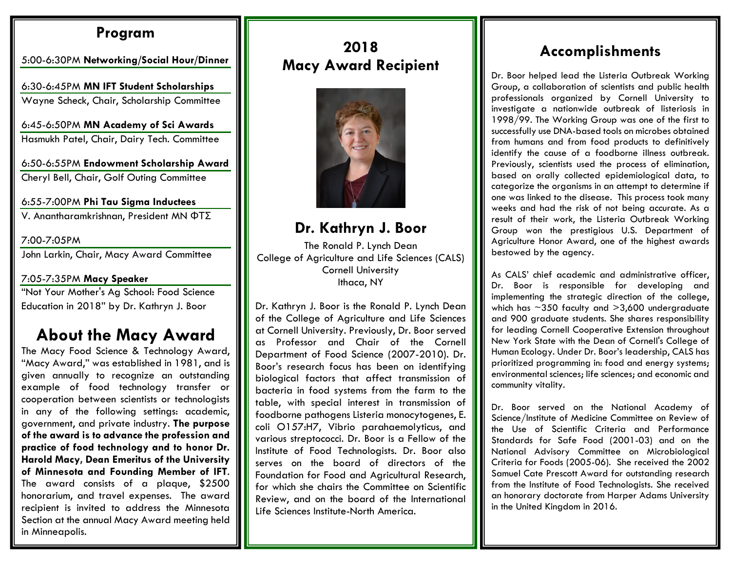## Program

5:00-6:30PM **Networking/Social Hour/Dinner**

6:30-6:45PM **MN IFT Student Scholarships**
Wayne Scheck, Chair, Scholarship Committee

6:45-6:50PM **MN Academy of Sci Awards**
Hasmukh Patel, Chair, Dairy Tech. Committee

6:50-6:55PM **Endowment Scholarship Award**
Cheryl Bell, Chair, Golf Outing Committee

6:55-7:00PM **Phi Tau Sigma Inductees**
V. Anantharamkrishnan, President MN ΦΤΣ

7:00-7:05PM
John Larkin, Chair, Macy Award Committee

7:05-7:35PM **Macy Speaker**
"Not Your Mother's Ag School: Food Science Education in 2018" by Dr. Kathryn J. Boor

## About the Macy Award

The Macy Food Science & Technology Award, "Macy Award," was established in 1981, and is given annually to recognize an outstanding example of food technology transfer or cooperation between scientists or technologists in any of the following settings: academic, government, and private industry. **The purpose of the award is to advance the profession and practice of food technology and to honor Dr. Harold Macy, Dean Emeritus of the University of Minnesota and Founding Member of IFT**. The award consists of a plaque, $2500 honorarium, and travel expenses. The award recipient is invited to address the Minnesota Section at the annual Macy Award meeting held in Minneapolis.

## 2018 Macy Award Recipient

### Dr. Kathryn J. Boor

The Ronald P. Lynch Dean
College of Agriculture and Life Sciences (CALS)
Cornell University
Ithaca, NY

Dr. Kathryn J. Boor is the Ronald P. Lynch Dean of the College of Agriculture and Life Sciences at Cornell University. Previously, Dr. Boor served as Professor and Chair of the Cornell Department of Food Science (2007-2010). Dr. Boor's research focus has been on identifying biological factors that affect transmission of bacteria in food systems from the farm to the table, with special interest in transmission of foodborne pathogens Listeria monocytogenes, E. coli O157:H7, Vibrio parahaemolyticus, and various streptococci. Dr. Boor is a Fellow of the Institute of Food Technologists. Dr. Boor also serves on the board of directors of the Foundation for Food and Agricultural Research, for which she chairs the Committee on Scientific Review, and on the board of the International Life Sciences Institute-North America.

## Accomplishments

Dr. Boor helped lead the Listeria Outbreak Working Group, a collaboration of scientists and public health professionals organized by Cornell University to investigate a nationwide outbreak of listeriosis in 1998/99. The Working Group was one of the first to successfully use DNA-based tools on microbes obtained from humans and from food products to definitively identify the cause of a foodborne illness outbreak. Previously, scientists used the process of elimination, based on orally collected epidemiological data, to categorize the organisms in an attempt to determine if one was linked to the disease. This process took many weeks and had the risk of not being accurate. As a result of their work, the Listeria Outbreak Working Group won the prestigious U.S. Department of Agriculture Honor Award, one of the highest awards bestowed by the agency.

As CALS' chief academic and administrative officer, Dr. Boor is responsible for developing and implementing the strategic direction of the college, which has ~350 faculty and >3,600 undergraduate and 900 graduate students. She shares responsibility for leading Cornell Cooperative Extension throughout New York State with the Dean of Cornell's College of Human Ecology. Under Dr. Boor's leadership, CALS has prioritized programming in: food and energy systems; environmental sciences; life sciences; and economic and community vitality.

Dr. Boor served on the National Academy of Science/Institute of Medicine Committee on Review of the Use of Scientific Criteria and Performance Standards for Safe Food (2001-03) and on the National Advisory Committee on Microbiological Criteria for Foods (2005-06). She received the 2002 Samuel Cate Prescott Award for outstanding research from the Institute of Food Technologists. She received an honorary doctorate from Harper Adams University in the United Kingdom in 2016.